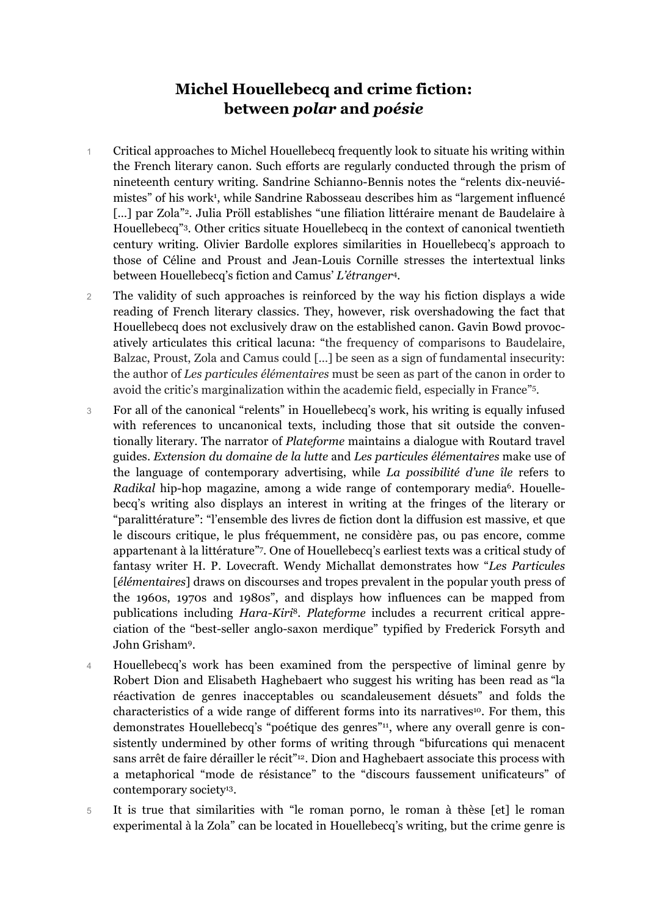# Michel Houellebecq and crime fiction: between *polar* and *poésie*

1 Critical approaches to Michel Houellebecq frequently look to situate his writing within the French literary canon. Such efforts are regularly conducted through the prism of nineteenth century writing. Sandrine Schianno-Bennis notes the "relents dix-neuviémistes" of his work[1], while Sandrine Rabosseau describes him as "largement influencé [...] par Zola"[2]. Julia Pröll establishes "une filiation littéraire menant de Baudelaire à Houellebecq"[3]. Other critics situate Houellebecq in the context of canonical twentieth century writing. Olivier Bardolle explores similarities in Houellebecq's approach to those of Céline and Proust and Jean-Louis Cornille stresses the intertextual links between Houellebecq's fiction and Camus' *L'étranger*[4].

2 The validity of such approaches is reinforced by the way his fiction displays a wide reading of French literary classics. They, however, risk overshadowing the fact that Houellebecq does not exclusively draw on the established canon. Gavin Bowd provocatively articulates this critical lacuna: "the frequency of comparisons to Baudelaire, Balzac, Proust, Zola and Camus could [...] be seen as a sign of fundamental insecurity: the author of *Les particules élémentaires* must be seen as part of the canon in order to avoid the critic's marginalization within the academic field, especially in France"[5].

3 For all of the canonical "relents" in Houellebecq's work, his writing is equally infused with references to uncanonical texts, including those that sit outside the conventionally literary. The narrator of *Plateforme* maintains a dialogue with Routard travel guides. *Extension du domaine de la lutte* and *Les particules élémentaires* make use of the language of contemporary advertising, while *La possibilité d'une île* refers to *Radikal* hip-hop magazine, among a wide range of contemporary media[6]. Houellebecq's writing also displays an interest in writing at the fringes of the literary or "paralittérature": "l'ensemble des livres de fiction dont la diffusion est massive, et que le discours critique, le plus fréquemment, ne considère pas, ou pas encore, comme appartenant à la littérature"[7]. One of Houellebecq's earliest texts was a critical study of fantasy writer H. P. Lovecraft. Wendy Michallat demonstrates how "*Les Particules* [*élémentaires*] draws on discourses and tropes prevalent in the popular youth press of the 1960s, 1970s and 1980s", and displays how influences can be mapped from publications including *Hara-Kiri*[8]. *Plateforme* includes a recurrent critical appreciation of the "best-seller anglo-saxon merdique" typified by Frederick Forsyth and John Grisham[9].

4 Houellebecq's work has been examined from the perspective of liminal genre by Robert Dion and Elisabeth Haghebaert who suggest his writing has been read as "la réactivation de genres inacceptables ou scandaleusement désuets" and folds the characteristics of a wide range of different forms into its narratives[10]. For them, this demonstrates Houellebecq's "poétique des genres"[11], where any overall genre is consistently undermined by other forms of writing through "bifurcations qui menacent sans arrêt de faire dérailler le récit"[12]. Dion and Haghebaert associate this process with a metaphorical "mode de résistance" to the "discours faussement unificateurs" of contemporary society[13].

5 It is true that similarities with "le roman porno, le roman à thèse [et] le roman experimental à la Zola" can be located in Houellebecq's writing, but the crime genre is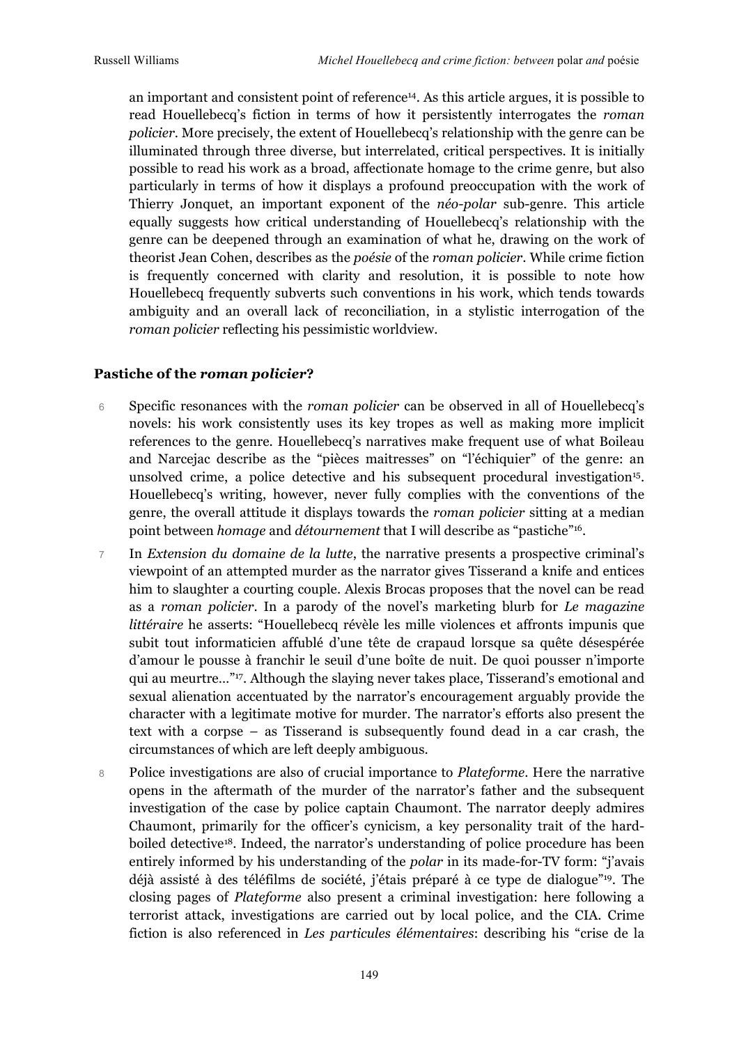an important and consistent point of reference[14]. As this article argues, it is possible to read Houellebecq's fiction in terms of how it persistently interrogates the *roman policier*. More precisely, the extent of Houellebecq's relationship with the genre can be illuminated through three diverse, but interrelated, critical perspectives. It is initially possible to read his work as a broad, affectionate homage to the crime genre, but also particularly in terms of how it displays a profound preoccupation with the work of Thierry Jonquet, an important exponent of the *néo-polar* sub-genre. This article equally suggests how critical understanding of Houellebecq's relationship with the genre can be deepened through an examination of what he, drawing on the work of theorist Jean Cohen, describes as the *poésie* of the *roman policier*. While crime fiction is frequently concerned with clarity and resolution, it is possible to note how Houellebecq frequently subverts such conventions in his work, which tends towards ambiguity and an overall lack of reconciliation, in a stylistic interrogation of the *roman policier* reflecting his pessimistic worldview.

## Pastiche of the *roman policier*?

6 Specific resonances with the *roman policier* can be observed in all of Houellebecq's novels: his work consistently uses its key tropes as well as making more implicit references to the genre. Houellebecq's narratives make frequent use of what Boileau and Narcejac describe as the "pièces maitresses" on "l'échiquier" of the genre: an unsolved crime, a police detective and his subsequent procedural investigation[15]. Houellebecq's writing, however, never fully complies with the conventions of the genre, the overall attitude it displays towards the *roman policier* sitting at a median point between *homage* and *détournement* that I will describe as "pastiche"[16].

7 In *Extension du domaine de la lutte*, the narrative presents a prospective criminal's viewpoint of an attempted murder as the narrator gives Tisserand a knife and entices him to slaughter a courting couple. Alexis Brocas proposes that the novel can be read as a *roman policier*. In a parody of the novel's marketing blurb for *Le magazine littéraire* he asserts: "Houellebecq révèle les mille violences et affronts impunis que subit tout informaticien affublé d'une tête de crapaud lorsque sa quête désespérée d'amour le pousse à franchir le seuil d'une boîte de nuit. De quoi pousser n'importe qui au meurtre…"[17]. Although the slaying never takes place, Tisserand's emotional and sexual alienation accentuated by the narrator's encouragement arguably provide the character with a legitimate motive for murder. The narrator's efforts also present the text with a corpse – as Tisserand is subsequently found dead in a car crash, the circumstances of which are left deeply ambiguous.

8 Police investigations are also of crucial importance to *Plateforme*. Here the narrative opens in the aftermath of the murder of the narrator's father and the subsequent investigation of the case by police captain Chaumont. The narrator deeply admires Chaumont, primarily for the officer's cynicism, a key personality trait of the hard-boiled detective[18]. Indeed, the narrator's understanding of police procedure has been entirely informed by his understanding of the *polar* in its made-for-TV form: "j'avais déjà assisté à des téléfilms de société, j'étais préparé à ce type de dialogue"[19]. The closing pages of *Plateforme* also present a criminal investigation: here following a terrorist attack, investigations are carried out by local police, and the CIA. Crime fiction is also referenced in *Les particules élémentaires*: describing his "crise de la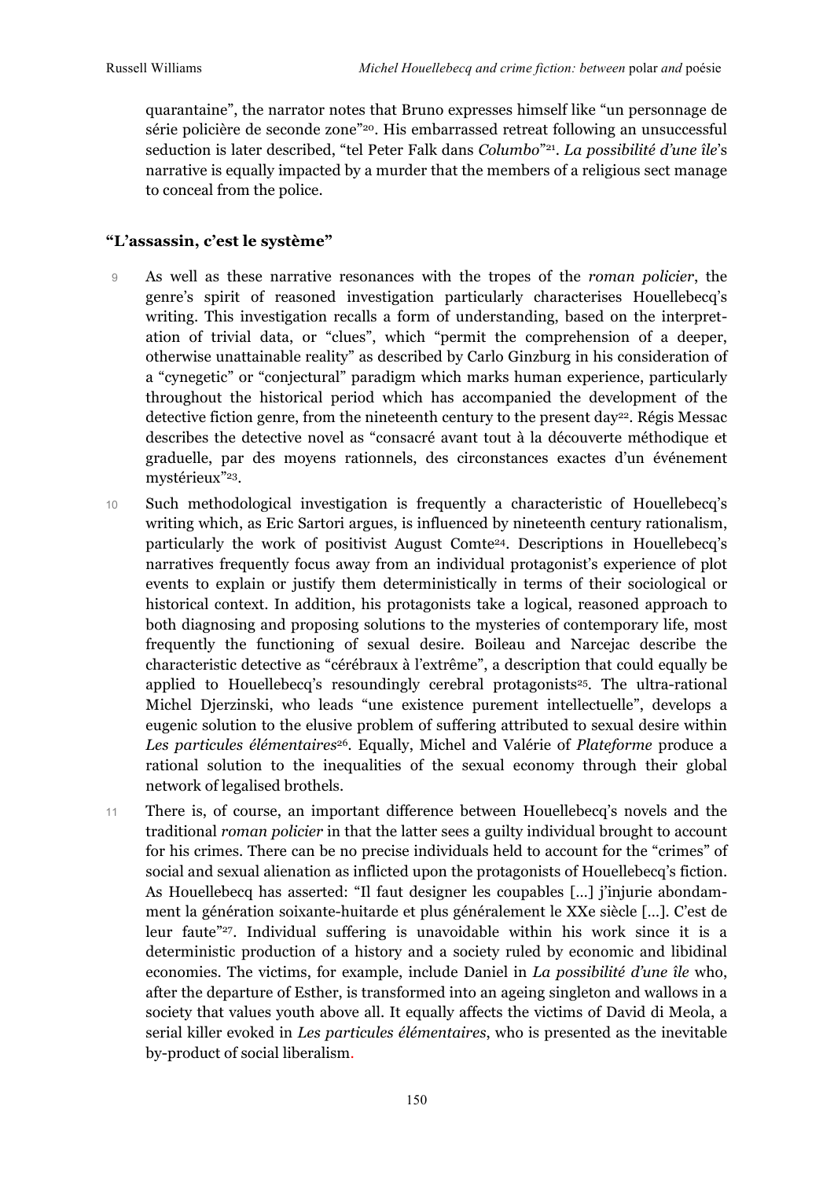quarantaine", the narrator notes that Bruno expresses himself like "un personnage de série policière de seconde zone"[20]. His embarrassed retreat following an unsuccessful seduction is later described, "tel Peter Falk dans *Columbo*"[21]. *La possibilité d'une île*'s narrative is equally impacted by a murder that the members of a religious sect manage to conceal from the police.

## "L'assassin, c'est le système"

9 As well as these narrative resonances with the tropes of the *roman policier*, the genre's spirit of reasoned investigation particularly characterises Houellebecq's writing. This investigation recalls a form of understanding, based on the interpretation of trivial data, or "clues", which "permit the comprehension of a deeper, otherwise unattainable reality" as described by Carlo Ginzburg in his consideration of a "cynegetic" or "conjectural" paradigm which marks human experience, particularly throughout the historical period which has accompanied the development of the detective fiction genre, from the nineteenth century to the present day[22]. Régis Messac describes the detective novel as "consacré avant tout à la découverte méthodique et graduelle, par des moyens rationnels, des circonstances exactes d'un événement mystérieux"[23].

10 Such methodological investigation is frequently a characteristic of Houellebecq's writing which, as Eric Sartori argues, is influenced by nineteenth century rationalism, particularly the work of positivist August Comte[24]. Descriptions in Houellebecq's narratives frequently focus away from an individual protagonist's experience of plot events to explain or justify them deterministically in terms of their sociological or historical context. In addition, his protagonists take a logical, reasoned approach to both diagnosing and proposing solutions to the mysteries of contemporary life, most frequently the functioning of sexual desire. Boileau and Narcejac describe the characteristic detective as "cérébraux à l'extrême", a description that could equally be applied to Houellebecq's resoundingly cerebral protagonists[25]. The ultra-rational Michel Djerzinski, who leads "une existence purement intellectuelle", develops a eugenic solution to the elusive problem of suffering attributed to sexual desire within *Les particules élémentaires*[26]. Equally, Michel and Valérie of *Plateforme* produce a rational solution to the inequalities of the sexual economy through their global network of legalised brothels.

11 There is, of course, an important difference between Houellebecq's novels and the traditional *roman policier* in that the latter sees a guilty individual brought to account for his crimes. There can be no precise individuals held to account for the "crimes" of social and sexual alienation as inflicted upon the protagonists of Houellebecq's fiction. As Houellebecq has asserted: "Il faut designer les coupables […] j'injurie abondamment la génération soixante-huitarde et plus généralement le XXe siècle […]. C'est de leur faute"[27]. Individual suffering is unavoidable within his work since it is a deterministic production of a history and a society ruled by economic and libidinal economies. The victims, for example, include Daniel in *La possibilité d'une île* who, after the departure of Esther, is transformed into an ageing singleton and wallows in a society that values youth above all. It equally affects the victims of David di Meola, a serial killer evoked in *Les particules élémentaires*, who is presented as the inevitable by-product of social liberalism.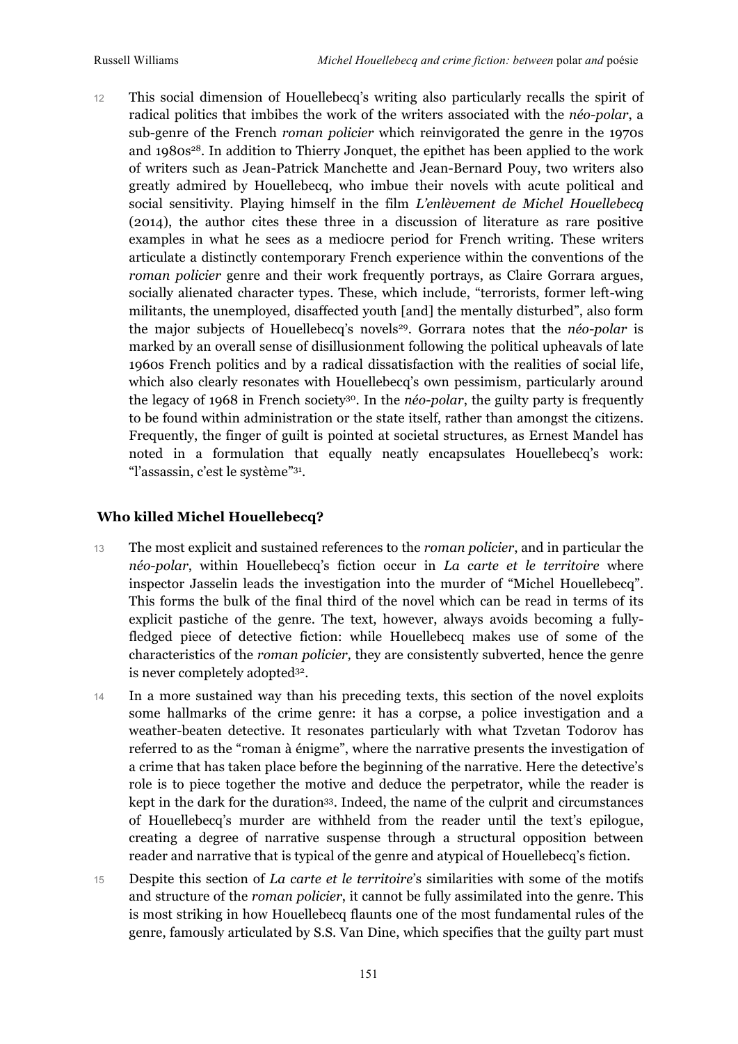12 This social dimension of Houellebecq's writing also particularly recalls the spirit of radical politics that imbibes the work of the writers associated with the *néo-polar*, a sub-genre of the French *roman policier* which reinvigorated the genre in the 1970s and 1980s[28]. In addition to Thierry Jonquet, the epithet has been applied to the work of writers such as Jean-Patrick Manchette and Jean-Bernard Pouy, two writers also greatly admired by Houellebecq, who imbue their novels with acute political and social sensitivity. Playing himself in the film *L'enlèvement de Michel Houellebecq* (2014), the author cites these three in a discussion of literature as rare positive examples in what he sees as a mediocre period for French writing. These writers articulate a distinctly contemporary French experience within the conventions of the *roman policier* genre and their work frequently portrays, as Claire Gorrara argues, socially alienated character types. These, which include, "terrorists, former left-wing militants, the unemployed, disaffected youth [and] the mentally disturbed", also form the major subjects of Houellebecq's novels[29]. Gorrara notes that the *néo-polar* is marked by an overall sense of disillusionment following the political upheavals of late 1960s French politics and by a radical dissatisfaction with the realities of social life, which also clearly resonates with Houellebecq's own pessimism, particularly around the legacy of 1968 in French society[30]. In the *néo-polar*, the guilty party is frequently to be found within administration or the state itself, rather than amongst the citizens. Frequently, the finger of guilt is pointed at societal structures, as Ernest Mandel has noted in a formulation that equally neatly encapsulates Houellebecq's work: "l'assassin, c'est le système"[31].

## Who killed Michel Houellebecq?

13 The most explicit and sustained references to the *roman policier*, and in particular the *néo-polar*, within Houellebecq's fiction occur in *La carte et le territoire* where inspector Jasselin leads the investigation into the murder of "Michel Houellebecq". This forms the bulk of the final third of the novel which can be read in terms of its explicit pastiche of the genre. The text, however, always avoids becoming a fully-fledged piece of detective fiction: while Houellebecq makes use of some of the characteristics of the *roman policier,* they are consistently subverted, hence the genre is never completely adopted[32].

14 In a more sustained way than his preceding texts, this section of the novel exploits some hallmarks of the crime genre: it has a corpse, a police investigation and a weather-beaten detective. It resonates particularly with what Tzvetan Todorov has referred to as the "roman à énigme", where the narrative presents the investigation of a crime that has taken place before the beginning of the narrative. Here the detective's role is to piece together the motive and deduce the perpetrator, while the reader is kept in the dark for the duration[33]. Indeed, the name of the culprit and circumstances of Houellebecq's murder are withheld from the reader until the text's epilogue, creating a degree of narrative suspense through a structural opposition between reader and narrative that is typical of the genre and atypical of Houellebecq's fiction.

15 Despite this section of *La carte et le territoire*'s similarities with some of the motifs and structure of the *roman policier*, it cannot be fully assimilated into the genre. This is most striking in how Houellebecq flaunts one of the most fundamental rules of the genre, famously articulated by S.S. Van Dine, which specifies that the guilty part must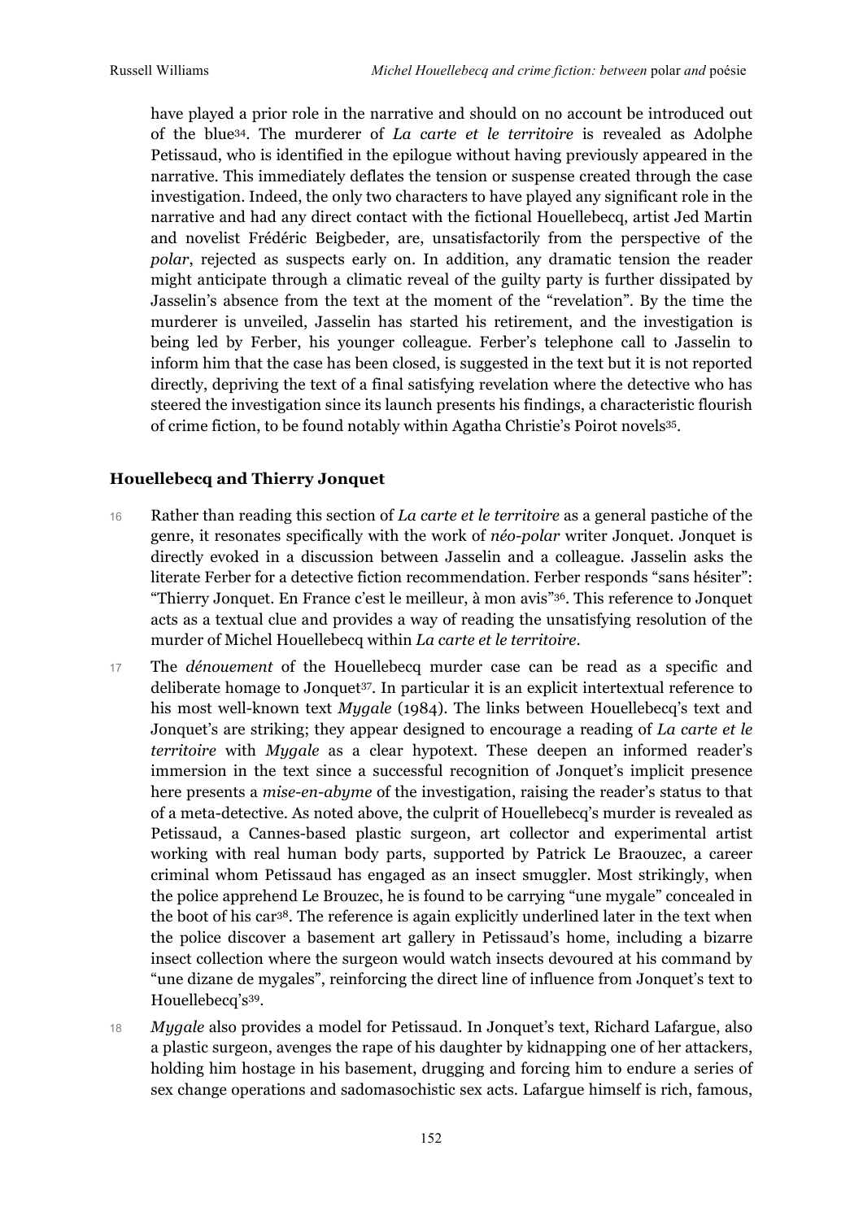have played a prior role in the narrative and should on no account be introduced out of the blue[34]. The murderer of *La carte et le territoire* is revealed as Adolphe Petissaud, who is identified in the epilogue without having previously appeared in the narrative. This immediately deflates the tension or suspense created through the case investigation. Indeed, the only two characters to have played any significant role in the narrative and had any direct contact with the fictional Houellebecq, artist Jed Martin and novelist Frédéric Beigbeder, are, unsatisfactorily from the perspective of the *polar*, rejected as suspects early on. In addition, any dramatic tension the reader might anticipate through a climatic reveal of the guilty party is further dissipated by Jasselin's absence from the text at the moment of the "revelation". By the time the murderer is unveiled, Jasselin has started his retirement, and the investigation is being led by Ferber, his younger colleague. Ferber's telephone call to Jasselin to inform him that the case has been closed, is suggested in the text but it is not reported directly, depriving the text of a final satisfying revelation where the detective who has steered the investigation since its launch presents his findings, a characteristic flourish of crime fiction, to be found notably within Agatha Christie's Poirot novels[35].

## Houellebecq and Thierry Jonquet

16 Rather than reading this section of *La carte et le territoire* as a general pastiche of the genre, it resonates specifically with the work of *néo-polar* writer Jonquet. Jonquet is directly evoked in a discussion between Jasselin and a colleague. Jasselin asks the literate Ferber for a detective fiction recommendation. Ferber responds "sans hésiter": "Thierry Jonquet. En France c'est le meilleur, à mon avis"[36]. This reference to Jonquet acts as a textual clue and provides a way of reading the unsatisfying resolution of the murder of Michel Houellebecq within *La carte et le territoire*.

17 The *dénouement* of the Houellebecq murder case can be read as a specific and deliberate homage to Jonquet[37]. In particular it is an explicit intertextual reference to his most well-known text *Mygale* (1984). The links between Houellebecq's text and Jonquet's are striking; they appear designed to encourage a reading of *La carte et le territoire* with *Mygale* as a clear hypotext. These deepen an informed reader's immersion in the text since a successful recognition of Jonquet's implicit presence here presents a *mise-en-abyme* of the investigation, raising the reader's status to that of a meta-detective. As noted above, the culprit of Houellebecq's murder is revealed as Petissaud, a Cannes-based plastic surgeon, art collector and experimental artist working with real human body parts, supported by Patrick Le Braouzec, a career criminal whom Petissaud has engaged as an insect smuggler. Most strikingly, when the police apprehend Le Brouzec, he is found to be carrying "une mygale" concealed in the boot of his car[38]. The reference is again explicitly underlined later in the text when the police discover a basement art gallery in Petissaud's home, including a bizarre insect collection where the surgeon would watch insects devoured at his command by "une dizane de mygales", reinforcing the direct line of influence from Jonquet's text to Houellebecq's[39].

18 *Mygale* also provides a model for Petissaud. In Jonquet's text, Richard Lafargue, also a plastic surgeon, avenges the rape of his daughter by kidnapping one of her attackers, holding him hostage in his basement, drugging and forcing him to endure a series of sex change operations and sadomasochistic sex acts. Lafargue himself is rich, famous,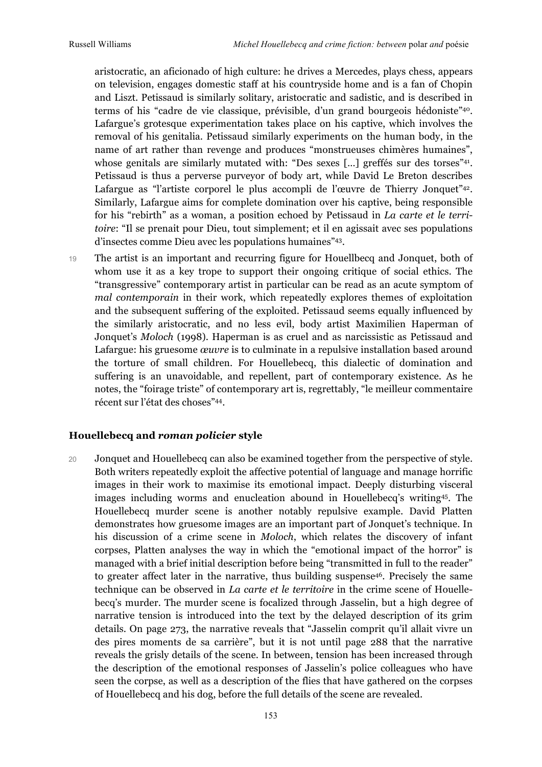aristocratic, an aficionado of high culture: he drives a Mercedes, plays chess, appears on television, engages domestic staff at his countryside home and is a fan of Chopin and Liszt. Petissaud is similarly solitary, aristocratic and sadistic, and is described in terms of his "cadre de vie classique, prévisible, d'un grand bourgeois hédoniste"[40]. Lafargue's grotesque experimentation takes place on his captive, which involves the removal of his genitalia. Petissaud similarly experiments on the human body, in the name of art rather than revenge and produces "monstrueuses chimères humaines", whose genitals are similarly mutated with: "Des sexes […] greffés sur des torses"[41]. Petissaud is thus a perverse purveyor of body art, while David Le Breton describes Lafargue as "l'artiste corporel le plus accompli de l'œuvre de Thierry Jonquet"[42]. Similarly, Lafargue aims for complete domination over his captive, being responsible for his "rebirth" as a woman, a position echoed by Petissaud in *La carte et le territoire*: "Il se prenait pour Dieu, tout simplement; et il en agissait avec ses populations d'insectes comme Dieu avec les populations humaines"[43].

19 The artist is an important and recurring figure for Houellbecq and Jonquet, both of whom use it as a key trope to support their ongoing critique of social ethics. The "transgressive" contemporary artist in particular can be read as an acute symptom of *mal contemporain* in their work, which repeatedly explores themes of exploitation and the subsequent suffering of the exploited. Petissaud seems equally influenced by the similarly aristocratic, and no less evil, body artist Maximilien Haperman of Jonquet's *Moloch* (1998). Haperman is as cruel and as narcissistic as Petissaud and Lafargue: his gruesome *œuvre* is to culminate in a repulsive installation based around the torture of small children. For Houellebecq, this dialectic of domination and suffering is an unavoidable, and repellent, part of contemporary existence. As he notes, the "foirage triste" of contemporary art is, regrettably, "le meilleur commentaire récent sur l'état des choses"[44].

## Houellebecq and *roman policier* style

20 Jonquet and Houellebecq can also be examined together from the perspective of style. Both writers repeatedly exploit the affective potential of language and manage horrific images in their work to maximise its emotional impact. Deeply disturbing visceral images including worms and enucleation abound in Houellebecq's writing[45]. The Houellebecq murder scene is another notably repulsive example. David Platten demonstrates how gruesome images are an important part of Jonquet's technique. In his discussion of a crime scene in *Moloch*, which relates the discovery of infant corpses, Platten analyses the way in which the "emotional impact of the horror" is managed with a brief initial description before being "transmitted in full to the reader" to greater affect later in the narrative, thus building suspense[46]. Precisely the same technique can be observed in *La carte et le territoire* in the crime scene of Houellebecq's murder. The murder scene is focalized through Jasselin, but a high degree of narrative tension is introduced into the text by the delayed description of its grim details. On page 273, the narrative reveals that "Jasselin comprit qu'il allait vivre un des pires moments de sa carrière", but it is not until page 288 that the narrative reveals the grisly details of the scene. In between, tension has been increased through the description of the emotional responses of Jasselin's police colleagues who have seen the corpse, as well as a description of the flies that have gathered on the corpses of Houellebecq and his dog, before the full details of the scene are revealed.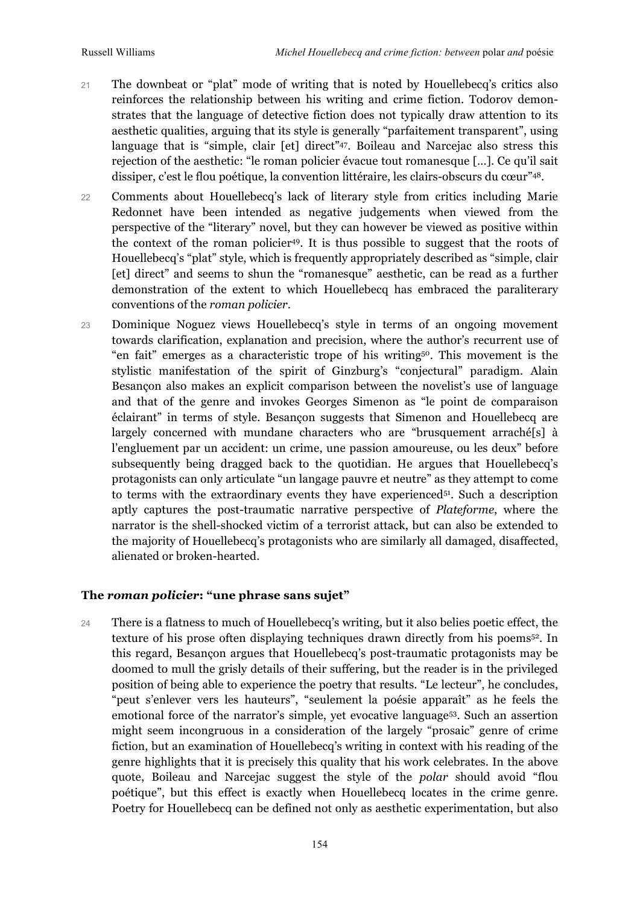21 The downbeat or "plat" mode of writing that is noted by Houellebecq's critics also reinforces the relationship between his writing and crime fiction. Todorov demonstrates that the language of detective fiction does not typically draw attention to its aesthetic qualities, arguing that its style is generally "parfaitement transparent", using language that is "simple, clair [et] direct"[47]. Boileau and Narcejac also stress this rejection of the aesthetic: "le roman policier évacue tout romanesque [...]. Ce qu'il sait dissiper, c'est le flou poétique, la convention littéraire, les clairs-obscurs du cœur"[48].

22 Comments about Houellebecq's lack of literary style from critics including Marie Redonnet have been intended as negative judgements when viewed from the perspective of the "literary" novel, but they can however be viewed as positive within the context of the roman policier[49]. It is thus possible to suggest that the roots of Houellebecq's "plat" style, which is frequently appropriately described as "simple, clair [et] direct" and seems to shun the "romanesque" aesthetic, can be read as a further demonstration of the extent to which Houellebecq has embraced the paraliterary conventions of the *roman policier*.

23 Dominique Noguez views Houellebecq's style in terms of an ongoing movement towards clarification, explanation and precision, where the author's recurrent use of "en fait" emerges as a characteristic trope of his writing[50]. This movement is the stylistic manifestation of the spirit of Ginzburg's "conjectural" paradigm. Alain Besançon also makes an explicit comparison between the novelist's use of language and that of the genre and invokes Georges Simenon as "le point de comparaison éclairant" in terms of style. Besançon suggests that Simenon and Houellebecq are largely concerned with mundane characters who are "brusquement arraché[s] à l'engluement par un accident: un crime, une passion amoureuse, ou les deux" before subsequently being dragged back to the quotidian. He argues that Houellebecq's protagonists can only articulate "un langage pauvre et neutre" as they attempt to come to terms with the extraordinary events they have experienced[51]. Such a description aptly captures the post-traumatic narrative perspective of *Plateforme*, where the narrator is the shell-shocked victim of a terrorist attack, but can also be extended to the majority of Houellebecq's protagonists who are similarly all damaged, disaffected, alienated or broken-hearted.

## The *roman policier*: "une phrase sans sujet"

24 There is a flatness to much of Houellebecq's writing, but it also belies poetic effect, the texture of his prose often displaying techniques drawn directly from his poems[52]. In this regard, Besançon argues that Houellebecq's post-traumatic protagonists may be doomed to mull the grisly details of their suffering, but the reader is in the privileged position of being able to experience the poetry that results. "Le lecteur", he concludes, "peut s'enlever vers les hauteurs", "seulement la poésie apparaît" as he feels the emotional force of the narrator's simple, yet evocative language[53]. Such an assertion might seem incongruous in a consideration of the largely "prosaic" genre of crime fiction, but an examination of Houellebecq's writing in context with his reading of the genre highlights that it is precisely this quality that his work celebrates. In the above quote, Boileau and Narcejac suggest the style of the *polar* should avoid "flou poétique", but this effect is exactly when Houellebecq locates in the crime genre. Poetry for Houellebecq can be defined not only as aesthetic experimentation, but also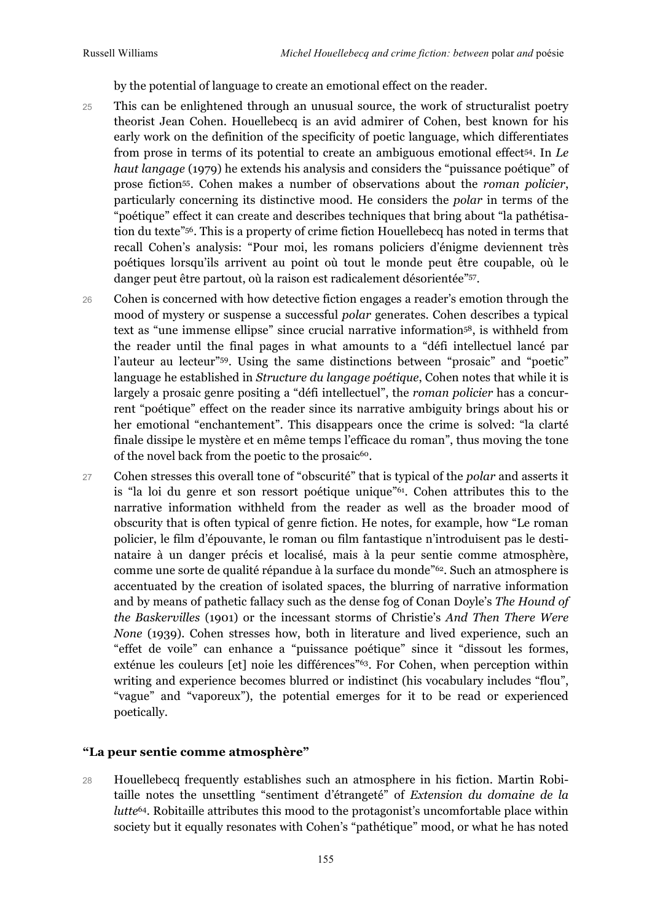by the potential of language to create an emotional effect on the reader.

25 This can be enlightened through an unusual source, the work of structuralist poetry theorist Jean Cohen. Houellebecq is an avid admirer of Cohen, best known for his early work on the definition of the specificity of poetic language, which differentiates from prose in terms of its potential to create an ambiguous emotional effect[54]. In *Le haut langage* (1979) he extends his analysis and considers the "puissance poétique" of prose fiction[55]. Cohen makes a number of observations about the *roman policier*, particularly concerning its distinctive mood. He considers the *polar* in terms of the "poétique" effect it can create and describes techniques that bring about "la pathétisation du texte"[56]. This is a property of crime fiction Houellebecq has noted in terms that recall Cohen's analysis: "Pour moi, les romans policiers d'énigme deviennent très poétiques lorsqu'ils arrivent au point où tout le monde peut être coupable, où le danger peut être partout, où la raison est radicalement désorientée"[57].

26 Cohen is concerned with how detective fiction engages a reader's emotion through the mood of mystery or suspense a successful *polar* generates. Cohen describes a typical text as "une immense ellipse" since crucial narrative information[58], is withheld from the reader until the final pages in what amounts to a "défi intellectuel lancé par l'auteur au lecteur"[59]. Using the same distinctions between "prosaic" and "poetic" language he established in *Structure du langage poétique*, Cohen notes that while it is largely a prosaic genre positing a "défi intellectuel", the *roman policier* has a concurrent "poétique" effect on the reader since its narrative ambiguity brings about his or her emotional "enchantement". This disappears once the crime is solved: "la clarté finale dissipe le mystère et en même temps l'efficace du roman", thus moving the tone of the novel back from the poetic to the prosaic[60].

27 Cohen stresses this overall tone of "obscurité" that is typical of the *polar* and asserts it is "la loi du genre et son ressort poétique unique"[61]. Cohen attributes this to the narrative information withheld from the reader as well as the broader mood of obscurity that is often typical of genre fiction. He notes, for example, how "Le roman policier, le film d'épouvante, le roman ou film fantastique n'introduisent pas le destinataire à un danger précis et localisé, mais à la peur sentie comme atmosphère, comme une sorte de qualité répandue à la surface du monde"[62]. Such an atmosphere is accentuated by the creation of isolated spaces, the blurring of narrative information and by means of pathetic fallacy such as the dense fog of Conan Doyle's *The Hound of the Baskervilles* (1901) or the incessant storms of Christie's *And Then There Were None* (1939). Cohen stresses how, both in literature and lived experience, such an "effet de voile" can enhance a "puissance poétique" since it "dissout les formes, exténue les couleurs [et] noie les différences"[63]. For Cohen, when perception within writing and experience becomes blurred or indistinct (his vocabulary includes "flou", "vague" and "vaporeux"), the potential emerges for it to be read or experienced poetically.

## "La peur sentie comme atmosphère"

28 Houellebecq frequently establishes such an atmosphere in his fiction. Martin Robitaille notes the unsettling "sentiment d'étrangeté" of *Extension du domaine de la lutte*[64]. Robitaille attributes this mood to the protagonist's uncomfortable place within society but it equally resonates with Cohen's "pathétique" mood, or what he has noted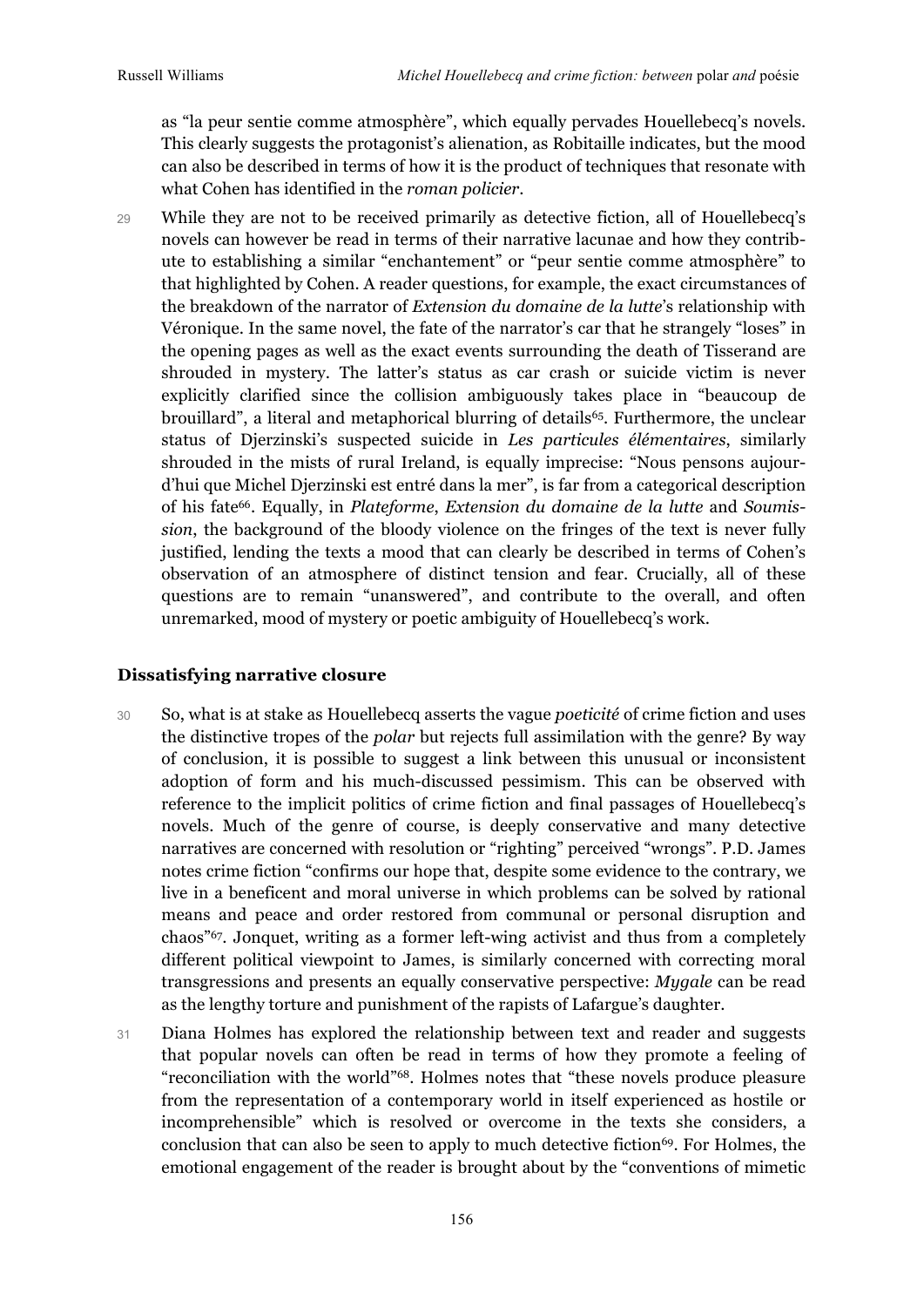as "la peur sentie comme atmosphère", which equally pervades Houellebecq's novels. This clearly suggests the protagonist's alienation, as Robitaille indicates, but the mood can also be described in terms of how it is the product of techniques that resonate with what Cohen has identified in the *roman policier*.

29 While they are not to be received primarily as detective fiction, all of Houellebecq's novels can however be read in terms of their narrative lacunae and how they contribute to establishing a similar "enchantement" or "peur sentie comme atmosphère" to that highlighted by Cohen. A reader questions, for example, the exact circumstances of the breakdown of the narrator of *Extension du domaine de la lutte*'s relationship with Véronique. In the same novel, the fate of the narrator's car that he strangely "loses" in the opening pages as well as the exact events surrounding the death of Tisserand are shrouded in mystery. The latter's status as car crash or suicide victim is never explicitly clarified since the collision ambiguously takes place in "beaucoup de brouillard", a literal and metaphorical blurring of details[65]. Furthermore, the unclear status of Djerzinski's suspected suicide in *Les particules élémentaires*, similarly shrouded in the mists of rural Ireland, is equally imprecise: "Nous pensons aujourd'hui que Michel Djerzinski est entré dans la mer", is far from a categorical description of his fate[66]. Equally, in *Plateforme*, *Extension du domaine de la lutte* and *Soumission*, the background of the bloody violence on the fringes of the text is never fully justified, lending the texts a mood that can clearly be described in terms of Cohen's observation of an atmosphere of distinct tension and fear. Crucially, all of these questions are to remain "unanswered", and contribute to the overall, and often unremarked, mood of mystery or poetic ambiguity of Houellebecq's work.

## Dissatisfying narrative closure

30 So, what is at stake as Houellebecq asserts the vague *poeticité* of crime fiction and uses the distinctive tropes of the *polar* but rejects full assimilation with the genre? By way of conclusion, it is possible to suggest a link between this unusual or inconsistent adoption of form and his much-discussed pessimism. This can be observed with reference to the implicit politics of crime fiction and final passages of Houellebecq's novels. Much of the genre of course, is deeply conservative and many detective narratives are concerned with resolution or "righting" perceived "wrongs". P.D. James notes crime fiction "confirms our hope that, despite some evidence to the contrary, we live in a beneficent and moral universe in which problems can be solved by rational means and peace and order restored from communal or personal disruption and chaos"[67]. Jonquet, writing as a former left-wing activist and thus from a completely different political viewpoint to James, is similarly concerned with correcting moral transgressions and presents an equally conservative perspective: *Mygale* can be read as the lengthy torture and punishment of the rapists of Lafargue's daughter.

31 Diana Holmes has explored the relationship between text and reader and suggests that popular novels can often be read in terms of how they promote a feeling of "reconciliation with the world"[68]. Holmes notes that "these novels produce pleasure from the representation of a contemporary world in itself experienced as hostile or incomprehensible" which is resolved or overcome in the texts she considers, a conclusion that can also be seen to apply to much detective fiction[69]. For Holmes, the emotional engagement of the reader is brought about by the "conventions of mimetic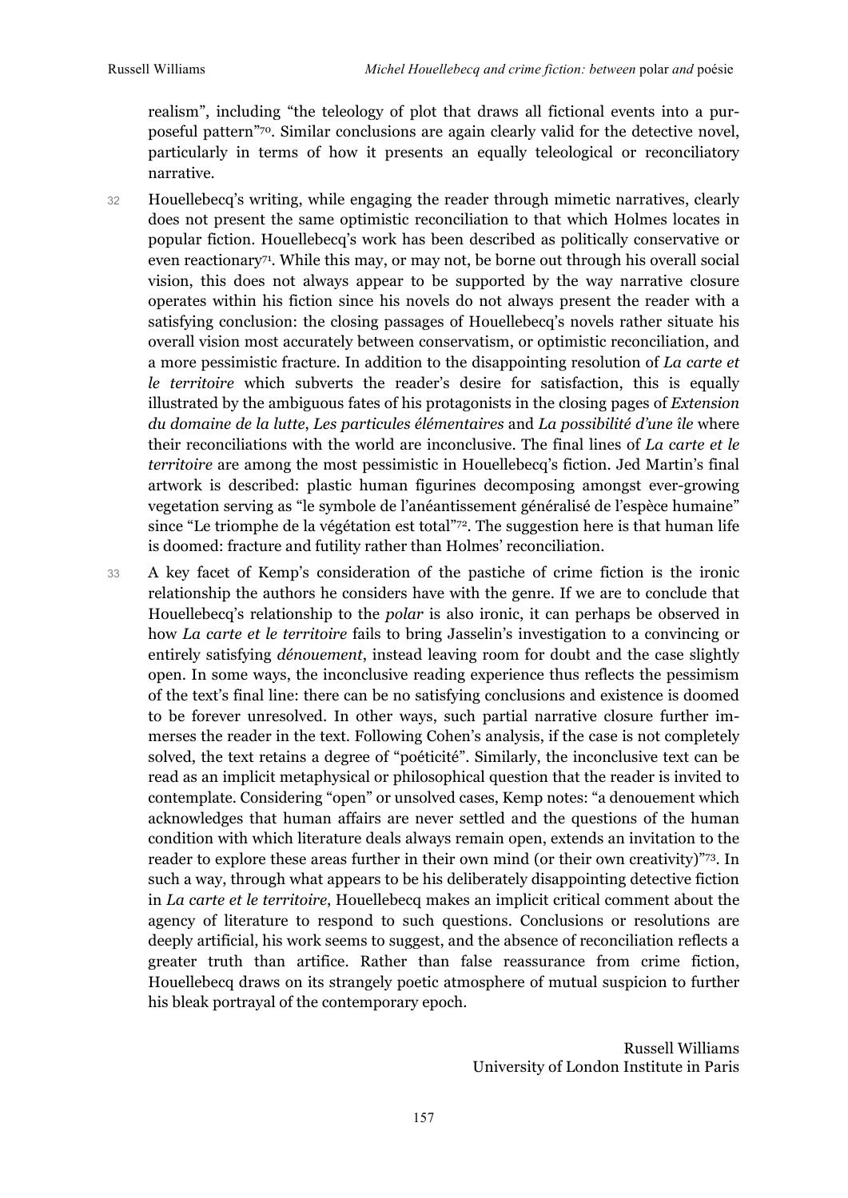realism", including "the teleology of plot that draws all fictional events into a purposeful pattern"[70]. Similar conclusions are again clearly valid for the detective novel, particularly in terms of how it presents an equally teleological or reconciliatory narrative.

32 Houellebecq's writing, while engaging the reader through mimetic narratives, clearly does not present the same optimistic reconciliation to that which Holmes locates in popular fiction. Houellebecq's work has been described as politically conservative or even reactionary[71]. While this may, or may not, be borne out through his overall social vision, this does not always appear to be supported by the way narrative closure operates within his fiction since his novels do not always present the reader with a satisfying conclusion: the closing passages of Houellebecq's novels rather situate his overall vision most accurately between conservatism, or optimistic reconciliation, and a more pessimistic fracture. In addition to the disappointing resolution of *La carte et le territoire* which subverts the reader's desire for satisfaction, this is equally illustrated by the ambiguous fates of his protagonists in the closing pages of *Extension du domaine de la lutte*, *Les particules élémentaires* and *La possibilité d'une île* where their reconciliations with the world are inconclusive. The final lines of *La carte et le territoire* are among the most pessimistic in Houellebecq's fiction. Jed Martin's final artwork is described: plastic human figurines decomposing amongst ever-growing vegetation serving as "le symbole de l'anéantissement généralisé de l'espèce humaine" since "Le triomphe de la végétation est total"[72]. The suggestion here is that human life is doomed: fracture and futility rather than Holmes' reconciliation.

33 A key facet of Kemp's consideration of the pastiche of crime fiction is the ironic relationship the authors he considers have with the genre. If we are to conclude that Houellebecq's relationship to the *polar* is also ironic, it can perhaps be observed in how *La carte et le territoire* fails to bring Jasselin's investigation to a convincing or entirely satisfying *dénouement*, instead leaving room for doubt and the case slightly open. In some ways, the inconclusive reading experience thus reflects the pessimism of the text's final line: there can be no satisfying conclusions and existence is doomed to be forever unresolved. In other ways, such partial narrative closure further immerses the reader in the text. Following Cohen's analysis, if the case is not completely solved, the text retains a degree of "poéticité". Similarly, the inconclusive text can be read as an implicit metaphysical or philosophical question that the reader is invited to contemplate. Considering "open" or unsolved cases, Kemp notes: "a denouement which acknowledges that human affairs are never settled and the questions of the human condition with which literature deals always remain open, extends an invitation to the reader to explore these areas further in their own mind (or their own creativity)"[73]. In such a way, through what appears to be his deliberately disappointing detective fiction in *La carte et le territoire*, Houellebecq makes an implicit critical comment about the agency of literature to respond to such questions. Conclusions or resolutions are deeply artificial, his work seems to suggest, and the absence of reconciliation reflects a greater truth than artifice. Rather than false reassurance from crime fiction, Houellebecq draws on its strangely poetic atmosphere of mutual suspicion to further his bleak portrayal of the contemporary epoch.

Russell Williams
University of London Institute in Paris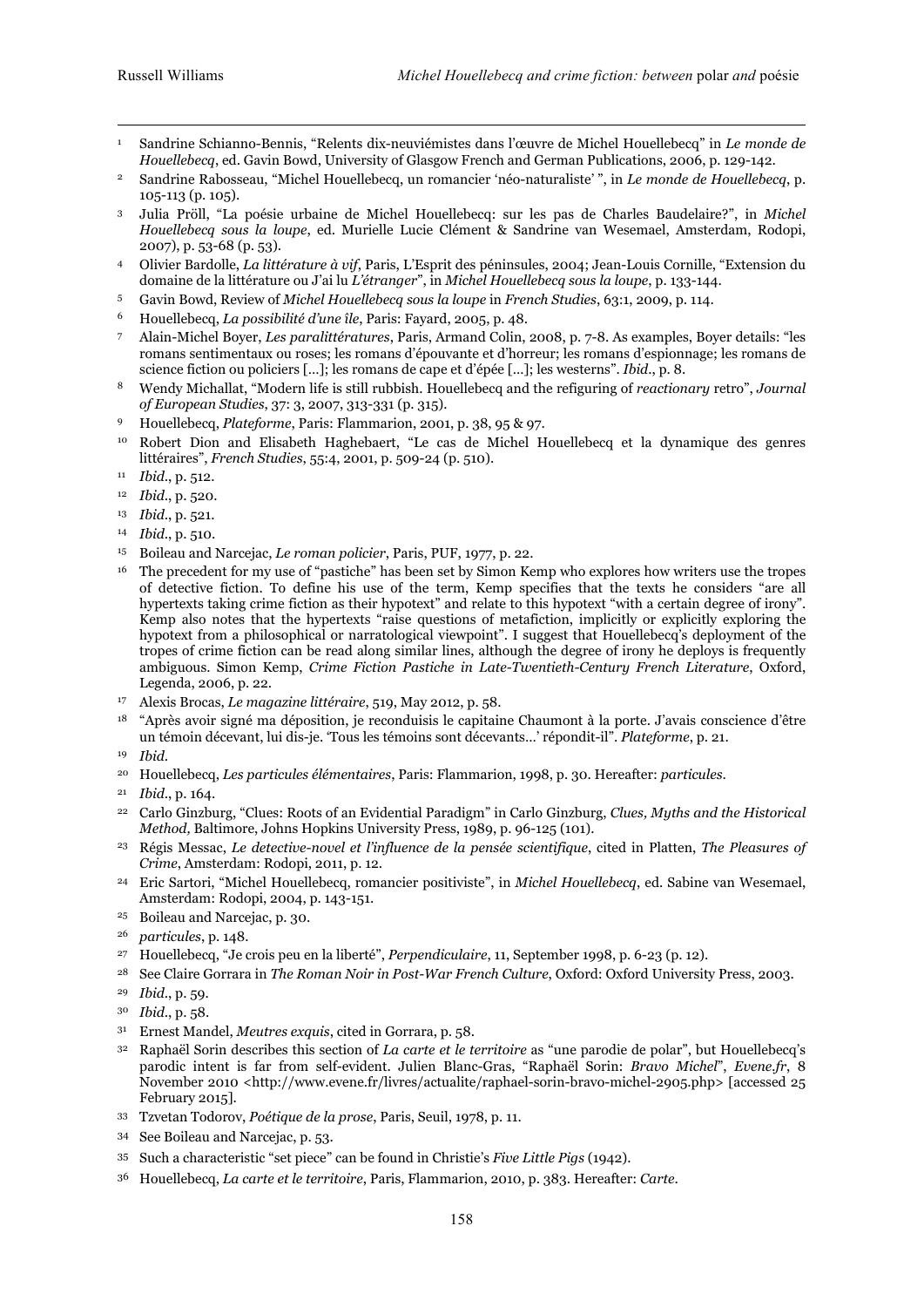[1] Sandrine Schianno-Bennis, "Relents dix-neuviémistes dans l'œuvre de Michel Houellebecq" in *Le monde de Houellebecq*, ed. Gavin Bowd, University of Glasgow French and German Publications, 2006, p. 129-142.

[2] Sandrine Rabosseau, "Michel Houellebecq, un romancier 'néo-naturaliste' ", in *Le monde de Houellebecq*, p. 105-113 (p. 105).

[3] Julia Pröll, "La poésie urbaine de Michel Houellebecq: sur les pas de Charles Baudelaire?", in *Michel Houellebecq sous la loupe*, ed. Murielle Lucie Clément & Sandrine van Wesemael, Amsterdam, Rodopi, 2007), p. 53-68 (p. 53).

[4] Olivier Bardolle, *La littérature à vif*, Paris, L'Esprit des péninsules, 2004; Jean-Louis Cornille, "Extension du domaine de la littérature ou J'ai lu *L'étranger*", in *Michel Houellebecq sous la loupe*, p. 133-144.

[5] Gavin Bowd, Review of *Michel Houellebecq sous la loupe* in *French Studies*, 63:1, 2009, p. 114.

[6] Houellebecq, *La possibilité d'une île*, Paris: Fayard, 2005, p. 48.

[7] Alain-Michel Boyer, *Les paralittératures*, Paris, Armand Colin, 2008, p. 7-8. As examples, Boyer details: "les romans sentimentaux ou roses; les romans d'épouvante et d'horreur; les romans d'espionnage; les romans de science fiction ou policiers [...]; les romans de cape et d'épée [...]; les westerns". *Ibid*., p. 8.

[8] Wendy Michallat, "Modern life is still rubbish. Houellebecq and the refiguring of *reactionary* retro", *Journal of European Studies*, 37: 3, 2007, 313-331 (p. 315).

[9] Houellebecq, *Plateforme*, Paris: Flammarion, 2001, p. 38, 95 & 97.

[10] Robert Dion and Elisabeth Haghebaert, "Le cas de Michel Houellebecq et la dynamique des genres littéraires", *French Studies*, 55:4, 2001, p. 509-24 (p. 510).

[11] *Ibid*., p. 512.

[12] *Ibid*., p. 520.

[13] *Ibid*., p. 521.

[14] *Ibid*., p. 510.

[15] Boileau and Narcejac, *Le roman policier*, Paris, PUF, 1977, p. 22.

[16] The precedent for my use of "pastiche" has been set by Simon Kemp who explores how writers use the tropes of detective fiction. To define his use of the term, Kemp specifies that the texts he considers "are all hypertexts taking crime fiction as their hypotext" and relate to this hypotext "with a certain degree of irony". Kemp also notes that the hypertexts "raise questions of metafiction, implicitly or explicitly exploring the hypotext from a philosophical or narratological viewpoint". I suggest that Houellebecq's deployment of the tropes of crime fiction can be read along similar lines, although the degree of irony he deploys is frequently ambiguous. Simon Kemp, *Crime Fiction Pastiche in Late-Twentieth-Century French Literature*, Oxford, Legenda, 2006, p. 22.

[17] Alexis Brocas, *Le magazine littéraire*, 519, May 2012, p. 58.

[18] "Après avoir signé ma déposition, je reconduisis le capitaine Chaumont à la porte. J'avais conscience d'être un témoin décevant, lui dis-je. 'Tous les témoins sont décevants...' répondit-il". *Plateforme*, p. 21.

[19] *Ibid.*

[20] Houellebecq, *Les particules élémentaires*, Paris: Flammarion, 1998, p. 30. Hereafter: *particules*.

[21] *Ibid*., p. 164.

[22] Carlo Ginzburg, "Clues: Roots of an Evidential Paradigm" in Carlo Ginzburg, *Clues, Myths and the Historical Method,* Baltimore, Johns Hopkins University Press, 1989, p. 96-125 (101).

[23] Régis Messac, *Le detective-novel et l'influence de la pensée scientifique*, cited in Platten, *The Pleasures of Crime*, Amsterdam: Rodopi, 2011, p. 12.

[24] Eric Sartori, "Michel Houellebecq, romancier positiviste", in *Michel Houellebecq*, ed. Sabine van Wesemael, Amsterdam: Rodopi, 2004, p. 143-151.

[25] Boileau and Narcejac, p. 30.

[26] *particules*, p. 148.

[27] Houellebecq, "Je crois peu en la liberté", *Perpendiculaire*, 11, September 1998, p. 6-23 (p. 12).

[28] See Claire Gorrara in *The Roman Noir in Post-War French Culture*, Oxford: Oxford University Press, 2003.

[29] *Ibid*., p. 59.

[30] *Ibid*., p. 58.

[31] Ernest Mandel, *Meutres exquis*, cited in Gorrara, p. 58.

[32] Raphaël Sorin describes this section of *La carte et le territoire* as "une parodie de polar", but Houellebecq's parodic intent is far from self-evident. Julien Blanc-Gras, "Raphaël Sorin: *Bravo Michel*", *Evene.fr*, 8 November 2010 <http://www.evene.fr/livres/actualite/raphael-sorin-bravo-michel-2905.php> [accessed 25 February 2015].

[33] Tzvetan Todorov, *Poétique de la prose*, Paris, Seuil, 1978, p. 11.

[34] See Boileau and Narcejac, p. 53.

[35] Such a characteristic "set piece" can be found in Christie's *Five Little Pigs* (1942).

[36] Houellebecq, *La carte et le territoire*, Paris, Flammarion, 2010, p. 383. Hereafter: *Carte*.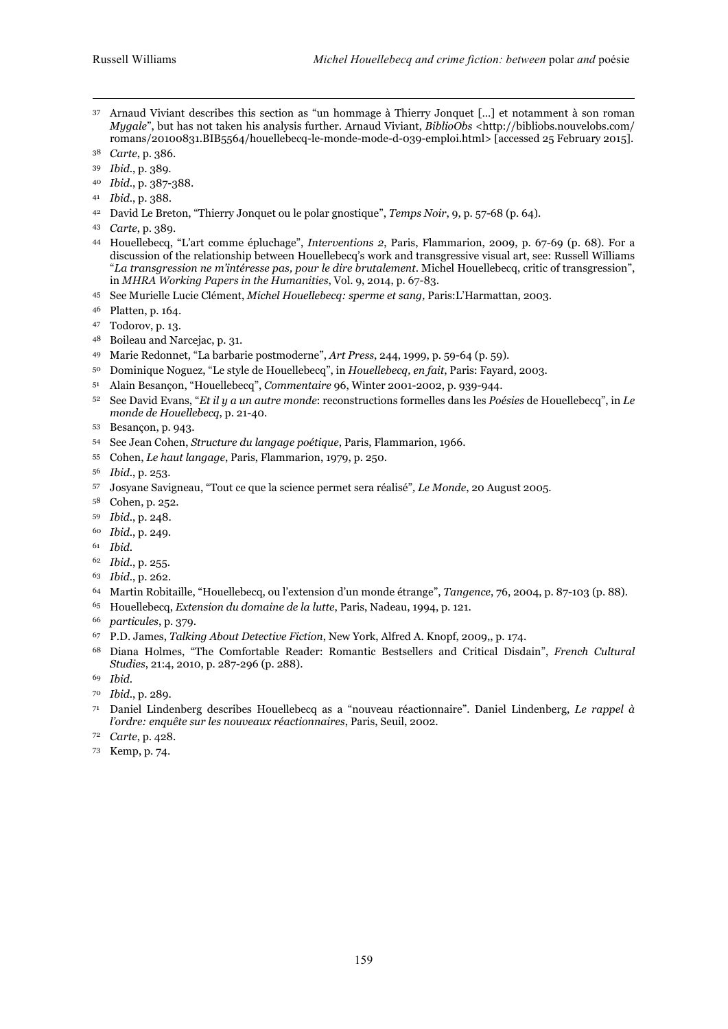[37] Arnaud Viviant describes this section as "un hommage à Thierry Jonquet […] et notamment à son roman *Mygale*", but has not taken his analysis further. Arnaud Viviant, *BiblioObs* <http://bibliobs.nouvelobs.com/romans/20100831.BIB5564/houellebecq-le-monde-mode-d-039-emploi.html> [accessed 25 February 2015].

[38] *Carte*, p. 386.

[39] *Ibid.*, p. 389.

[40] *Ibid.*, p. 387-388.

[41] *Ibid.*, p. 388.

[42] David Le Breton, "Thierry Jonquet ou le polar gnostique", *Temps Noir*, 9, p. 57-68 (p. 64).

[43] *Carte*, p. 389.

[44] Houellebecq, "L'art comme épluchage", *Interventions 2*, Paris, Flammarion, 2009, p. 67-69 (p. 68). For a discussion of the relationship between Houellebecq's work and transgressive visual art, see: Russell Williams "*La transgression ne m'intéresse pas, pour le dire brutalement*. Michel Houellebecq, critic of transgression", in *MHRA Working Papers in the Humanities*, Vol. 9, 2014, p. 67-83.

[45] See Murielle Lucie Clément, *Michel Houellebecq: sperme et sang,* Paris:L'Harmattan, 2003.

[46] Platten, p. 164.

[47] Todorov, p. 13.

[48] Boileau and Narcejac, p. 31.

[49] Marie Redonnet, "La barbarie postmoderne", *Art Press*, 244, 1999, p. 59-64 (p. 59).

[50] Dominique Noguez, "Le style de Houellebecq", in *Houellebecq, en fait*, Paris: Fayard, 2003.

[51] Alain Besançon, "Houellebecq", *Commentaire* 96, Winter 2001-2002, p. 939-944.

[52] See David Evans, "*Et il y a un autre monde*: reconstructions formelles dans les *Poésies* de Houellebecq", in *Le monde de Houellebecq*, p. 21-40.

[53] Besançon, p. 943.

[54] See Jean Cohen, *Structure du langage poétique*, Paris, Flammarion, 1966.

[55] Cohen, *Le haut langage*, Paris, Flammarion, 1979, p. 250.

[56] *Ibid.*, p. 253.

[57] Josyane Savigneau, "Tout ce que la science permet sera réalisé"*, Le Monde*, 20 August 2005.

[58] Cohen, p. 252.

[59] *Ibid.*, p. 248.

[60] *Ibid.*, p. 249.

[61] *Ibid.*

[62] *Ibid.*, p. 255.

[63] *Ibid.*, p. 262.

[64] Martin Robitaille, "Houellebecq, ou l'extension d'un monde étrange", *Tangence*, 76, 2004, p. 87-103 (p. 88).

[65] Houellebecq, *Extension du domaine de la lutte*, Paris, Nadeau, 1994, p. 121.

[66] *particules*, p. 379.

[67] P.D. James, *Talking About Detective Fiction*, New York, Alfred A. Knopf, 2009,, p. 174.

[68] Diana Holmes, "The Comfortable Reader: Romantic Bestsellers and Critical Disdain", *French Cultural Studies*, 21:4, 2010, p. 287-296 (p. 288).

[69] *Ibid.*

[70] *Ibid.*, p. 289.

[71] Daniel Lindenberg describes Houellebecq as a "nouveau réactionnaire". Daniel Lindenberg, *Le rappel à l'ordre: enquête sur les nouveaux réactionnaires*, Paris, Seuil, 2002.

[72] *Carte*, p. 428.

[73] Kemp, p. 74.